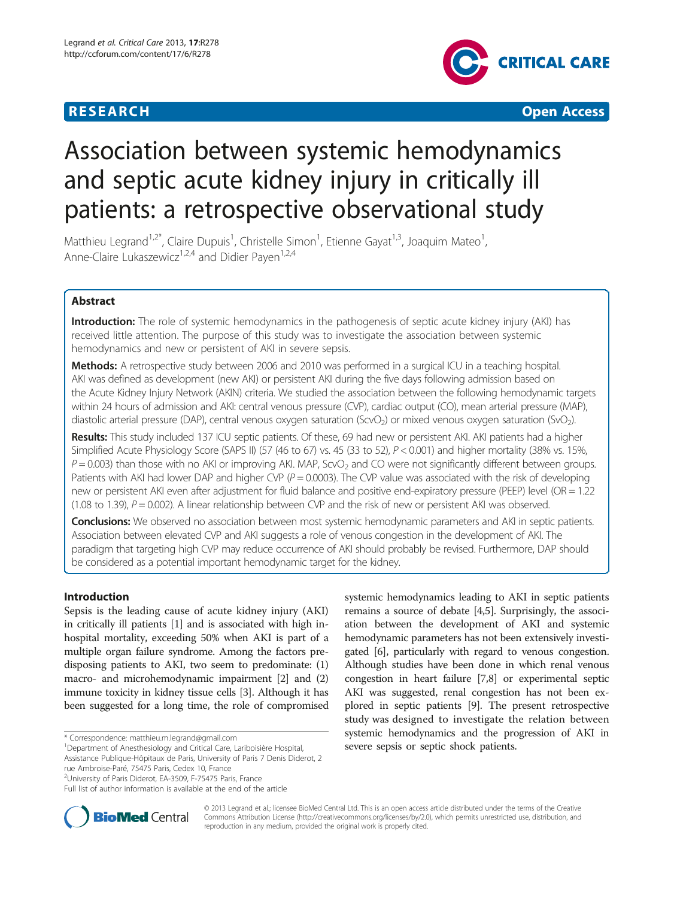**RESEARCH** **Open Access**

# Association between systemic hemodynamics and septic acute kidney injury in critically ill patients: a retrospective observational study

Matthieu Legrand[1,2*], Claire Dupuis[1], Christelle Simon[1], Etienne Gayat[1,3], Joaquim Mateo[1], Anne-Claire Lukaszewicz[1,2,4] and Didier Payen[1,2,4]

## Abstract

**Introduction:** The role of systemic hemodynamics in the pathogenesis of septic acute kidney injury (AKI) has received little attention. The purpose of this study was to investigate the association between systemic hemodynamics and new or persistent of AKI in severe sepsis.

**Methods:** A retrospective study between 2006 and 2010 was performed in a surgical ICU in a teaching hospital. AKI was defined as development (new AKI) or persistent AKI during the five days following admission based on the Acute Kidney Injury Network (AKIN) criteria. We studied the association between the following hemodynamic targets within 24 hours of admission and AKI: central venous pressure (CVP), cardiac output (CO), mean arterial pressure (MAP), diastolic arterial pressure (DAP), central venous oxygen saturation ($ScvO_2$) or mixed venous oxygen saturation ($SvO_2$).

**Results:** This study included 137 ICU septic patients. Of these, 69 had new or persistent AKI. AKI patients had a higher Simplified Acute Physiology Score (SAPS II) (57 (46 to 67) vs. 45 (33 to 52), $P < 0.001$) and higher mortality (38% vs. 15%, $P = 0.003$) than those with no AKI or improving AKI. MAP, $ScvO_2$ and CO were not significantly different between groups. Patients with AKI had lower DAP and higher CVP ($P = 0.0003$). The CVP value was associated with the risk of developing new or persistent AKI even after adjustment for fluid balance and positive end-expiratory pressure (PEEP) level (OR = 1.22 (1.08 to 1.39), $P = 0.002$). A linear relationship between CVP and the risk of new or persistent AKI was observed.

**Conclusions:** We observed no association between most systemic hemodynamic parameters and AKI in septic patients. Association between elevated CVP and AKI suggests a role of venous congestion in the development of AKI. The paradigm that targeting high CVP may reduce occurrence of AKI should probably be revised. Furthermore, DAP should be considered as a potential important hemodynamic target for the kidney.

## Introduction

Sepsis is the leading cause of acute kidney injury (AKI) in critically ill patients [1] and is associated with high in-hospital mortality, exceeding 50% when AKI is part of a multiple organ failure syndrome. Among the factors predisposing patients to AKI, two seem to predominate: (1) macro- and microhemodynamic impairment [2] and (2) immune toxicity in kidney tissue cells [3]. Although it has been suggested for a long time, the role of compromised systemic hemodynamics leading to AKI in septic patients remains a source of debate [4,5]. Surprisingly, the association between the development of AKI and systemic hemodynamic parameters has not been extensively investigated [6], particularly with regard to venous congestion. Although studies have been done in which renal venous congestion in heart failure [7,8] or experimental septic AKI was suggested, renal congestion has not been explored in septic patients [9]. The present retrospective study was designed to investigate the relation between systemic hemodynamics and the progression of AKI in severe sepsis or septic shock patients.

\* Correspondence: matthieu.m.legrand@gmail.com
[1]Department of Anesthesiology and Critical Care, Lariboisière Hospital, Assistance Publique-Hôpitaux de Paris, University of Paris 7 Denis Diderot, 2 rue Ambroise-Paré, 75475 Paris, Cedex 10, France
[2]University of Paris Diderot, EA-3509, F-75475 Paris, France
Full list of author information is available at the end of the article

© 2013 Legrand et al.; licensee BioMed Central Ltd. This is an open access article distributed under the terms of the Creative Commons Attribution License (http://creativecommons.org/licenses/by/2.0), which permits unrestricted use, distribution, and reproduction in any medium, provided the original work is properly cited.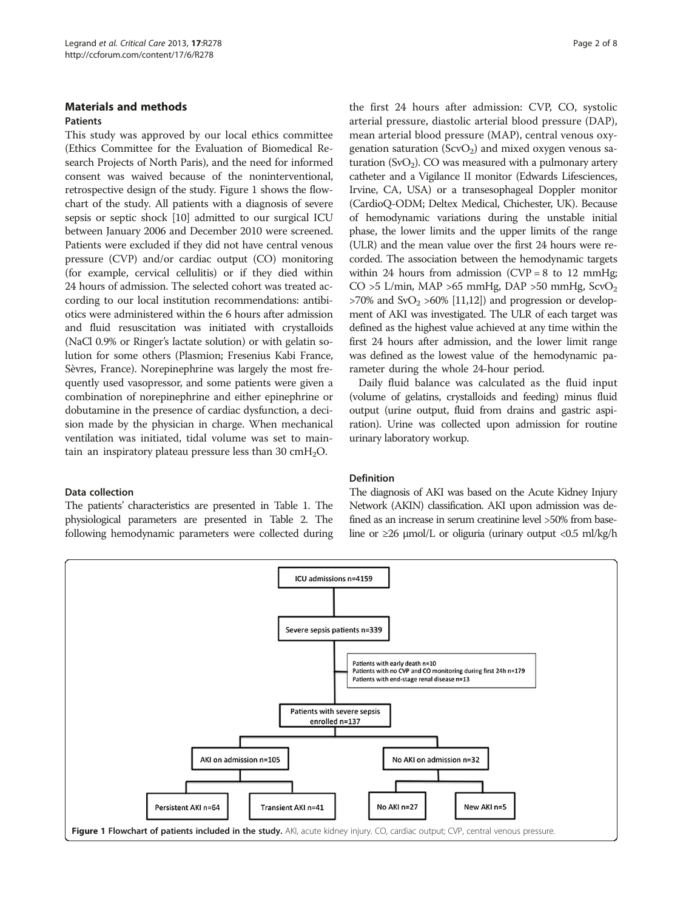## Materials and methods

### Patients

This study was approved by our local ethics committee (Ethics Committee for the Evaluation of Biomedical Research Projects of North Paris), and the need for informed consent was waived because of the noninterventional, retrospective design of the study. Figure 1 shows the flowchart of the study. All patients with a diagnosis of severe sepsis or septic shock [10] admitted to our surgical ICU between January 2006 and December 2010 were screened. Patients were excluded if they did not have central venous pressure (CVP) and/or cardiac output (CO) monitoring (for example, cervical cellulitis) or if they died within 24 hours of admission. The selected cohort was treated according to our local institution recommendations: antibiotics were administered within the 6 hours after admission and fluid resuscitation was initiated with crystalloids (NaCl 0.9% or Ringer's lactate solution) or with gelatin solution for some others (Plasmion; Fresenius Kabi France, Sèvres, France). Norepinephrine was largely the most frequently used vasopressor, and some patients were given a combination of norepinephrine and either epinephrine or dobutamine in the presence of cardiac dysfunction, a decision made by the physician in charge. When mechanical ventilation was initiated, tidal volume was set to maintain an inspiratory plateau pressure less than 30 $cmH_2O$.

### Data collection

The patients' characteristics are presented in Table 1. The physiological parameters are presented in Table 2. The following hemodynamic parameters were collected during the first 24 hours after admission: CVP, CO, systolic arterial pressure, diastolic arterial blood pressure (DAP), mean arterial blood pressure (MAP), central venous oxygenation saturation ($ScvO_2$) and mixed oxygen venous saturation ($SvO_2$). CO was measured with a pulmonary artery catheter and a Vigilance II monitor (Edwards Lifesciences, Irvine, CA, USA) or a transesophageal Doppler monitor (CardioQ-ODM; Deltex Medical, Chichester, UK). Because of hemodynamic variations during the unstable initial phase, the lower limits and the upper limits of the range (ULR) and the mean value over the first 24 hours were recorded. The association between the hemodynamic targets within 24 hours from admission (CVP = 8 to 12 mmHg; CO >5 L/min, MAP >65 mmHg, DAP >50 mmHg, $ScvO_2$ >70% and $SvO_2$ >60% [11,12]) and progression or development of AKI was investigated. The ULR of each target was defined as the highest value achieved at any time within the first 24 hours after admission, and the lower limit range was defined as the lowest value of the hemodynamic parameter during the whole 24-hour period.

Daily fluid balance was calculated as the fluid input (volume of gelatins, crystalloids and feeding) minus fluid output (urine output, fluid from drains and gastric aspiration). Urine was collected upon admission for routine urinary laboratory workup.

### Definition

The diagnosis of AKI was based on the Acute Kidney Injury Network (AKIN) classification. AKI upon admission was defined as an increase in serum creatinine level >50% from baseline or ≥26 μmol/L or oliguria (urinary output <0.5 ml/kg/h

ICU admissions n=4159

Severe sepsis patients n=339

Patients with early death n=10
Patients with no CVP and CO monitoring during first 24h n=179
Patients with end-stage renal disease n=13

Patients with severe sepsis enrolled n=137

AKI on admission n=105 | No AKI on admission n=32

Persistent AKI n=64 | Transient AKI n=41 | No AKI n=27 | New AKI n=5

**Figure 1 Flowchart of patients included in the study.** AKI, acute kidney injury. CO, cardiac output; CVP, central venous pressure.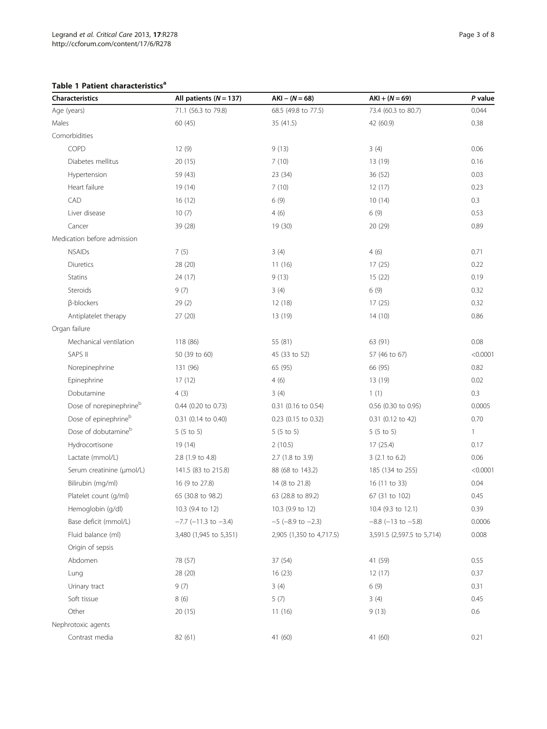**Table 1 Patient characteristics[a]**

| Characteristics | All patients ($N = 137$) | AKI − ($N = 68$) | AKI + ($N = 69$) | *P* value |
|---|---|---|---|---|
| Age (years) | 71.1 (56.3 to 79.8) | 68.5 (49.8 to 77.5) | 73.4 (60.3 to 80.7) | 0.044 |
| Males | 60 (45) | 35 (41.5) | 42 (60.9) | 0.38 |
| Comorbidities | | | | |
| COPD | 12 (9) | 9 (13) | 3 (4) | 0.06 |
| Diabetes mellitus | 20 (15) | 7 (10) | 13 (19) | 0.16 |
| Hypertension | 59 (43) | 23 (34) | 36 (52) | 0.03 |
| Heart failure | 19 (14) | 7 (10) | 12 (17) | 0.23 |
| CAD | 16 (12) | 6 (9) | 10 (14) | 0.3 |
| Liver disease | 10 (7) | 4 (6) | 6 (9) | 0.53 |
| Cancer | 39 (28) | 19 (30) | 20 (29) | 0.89 |
| Medication before admission | | | | |
| NSAIDs | 7 (5) | 3 (4) | 4 (6) | 0.71 |
| Diuretics | 28 (20) | 11 (16) | 17 (25) | 0.22 |
| Statins | 24 (17) | 9 (13) | 15 (22) | 0.19 |
| Steroids | 9 (7) | 3 (4) | 6 (9) | 0.32 |
| β-blockers | 29 (2) | 12 (18) | 17 (25) | 0.32 |
| Antiplatelet therapy | 27 (20) | 13 (19) | 14 (10) | 0.86 |
| Organ failure | | | | |
| Mechanical ventilation | 118 (86) | 55 (81) | 63 (91) | 0.08 |
| SAPS II | 50 (39 to 60) | 45 (33 to 52) | 57 (46 to 67) | <0.0001 |
| Norepinephrine | 131 (96) | 65 (95) | 66 (95) | 0.82 |
| Epinephrine | 17 (12) | 4 (6) | 13 (19) | 0.02 |
| Dobutamine | 4 (3) | 3 (4) | 1 (1) | 0.3 |
| Dose of norepinephrine[b] | 0.44 (0.20 to 0.73) | 0.31 (0.16 to 0.54) | 0.56 (0.30 to 0.95) | 0.0005 |
| Dose of epinephrine[b] | 0.31 (0.14 to 0.40) | 0.23 (0.15 to 0.32) | 0.31 (0.12 to 42) | 0.70 |
| Dose of dobutamine[b] | 5 (5 to 5) | 5 (5 to 5) | 5 (5 to 5) | 1 |
| Hydrocortisone | 19 (14) | 2 (10.5) | 17 (25.4) | 0.17 |
| Lactate (mmol/L) | 2.8 (1.9 to 4.8) | 2.7 (1.8 to 3.9) | 3 (2.1 to 6.2) | 0.06 |
| Serum creatinine (μmol/L) | 141.5 (83 to 215.8) | 88 (68 to 143.2) | 185 (134 to 255) | <0.0001 |
| Bilirubin (mg/ml) | 16 (9 to 27.8) | 14 (8 to 21.8) | 16 (11 to 33) | 0.04 |
| Platelet count (g/ml) | 65 (30.8 to 98.2) | 63 (28.8 to 89.2) | 67 (31 to 102) | 0.45 |
| Hemoglobin (g/dl) | 10.3 (9.4 to 12) | 10.3 (9.9 to 12) | 10.4 (9.3 to 12.1) | 0.39 |
| Base deficit (mmol/L) | −7.7 (−11.3 to −3.4) | −5 (−8.9 to −2.3) | −8.8 (−13 to −5.8) | 0.0006 |
| Fluid balance (ml) | 3,480 (1,945 to 5,351) | 2,905 (1,350 to 4,717.5) | 3,591.5 (2,597.5 to 5,714) | 0.008 |
| Origin of sepsis | | | | |
| Abdomen | 78 (57) | 37 (54) | 41 (59) | 0.55 |
| Lung | 28 (20) | 16 (23) | 12 (17) | 0.37 |
| Urinary tract | 9 (7) | 3 (4) | 6 (9) | 0.31 |
| Soft tissue | 8 (6) | 5 (7) | 3 (4) | 0.45 |
| Other | 20 (15) | 11 (16) | 9 (13) | 0.6 |
| Nephrotoxic agents | | | | |
| Contrast media | 82 (61) | 41 (60) | 41 (60) | 0.21 |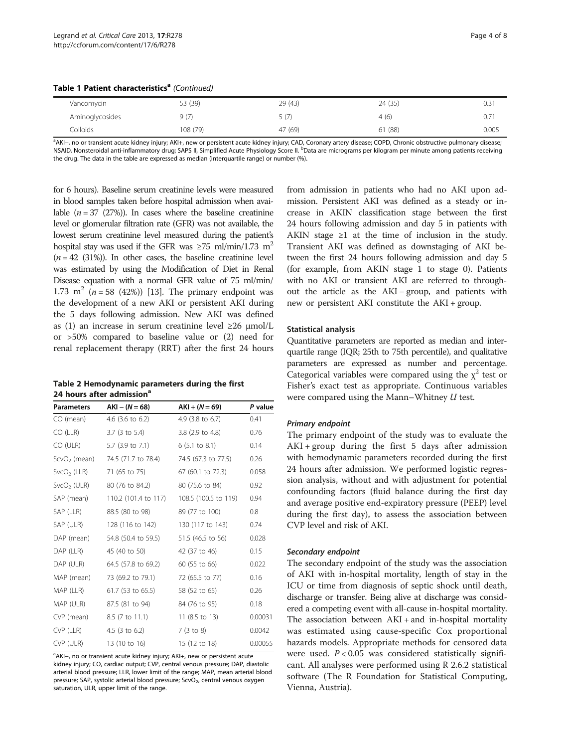**Table 1 Patient characteristics[a] (Continued)**

| | | | | |
|---|---|---|---|---|
| Vancomycin | 53 (39) | 29 (43) | 24 (35) | 0.31 |
| Aminoglycosides | 9 (7) | 5 (7) | 4 (6) | 0.71 |
| Colloids | 108 (79) | 47 (69) | 61 (88) | 0.005 |

[a]AKI–, no or transient acute kidney injury; AKI+, new or persistent acute kidney injury; CAD, Coronary artery disease; COPD, Chronic obstructive pulmonary disease; NSAID, Nonsteroidal anti-inflammatory drug; SAPS II, Simplified Acute Physiology Score II. [b]Data are micrograms per kilogram per minute among patients receiving the drug. The data in the table are expressed as median (interquartile range) or number (%).

for 6 hours). Baseline serum creatinine levels were measured in blood samples taken before hospital admission when available ($n$ = 37 (27%)). In cases where the baseline creatinine level or glomerular filtration rate (GFR) was not available, the lowest serum creatinine level measured during the patient's hospital stay was used if the GFR was ≥75 ml/min/1.73 $m^2$ ($n$ = 42 (31%)). In other cases, the baseline creatinine level was estimated by using the Modification of Diet in Renal Disease equation with a normal GFR value of 75 ml/min/1.73 $m^2$ ($n$ = 58 (42%)) [13]. The primary endpoint was the development of a new AKI or persistent AKI during the 5 days following admission. New AKI was defined as (1) an increase in serum creatinine level ≥26 μmol/L or >50% compared to baseline value or (2) need for renal replacement therapy (RRT) after the first 24 hours from admission in patients who had no AKI upon admission. Persistent AKI was defined as a steady or increase in AKIN classification stage between the first 24 hours following admission and day 5 in patients with AKIN stage ≥1 at the time of inclusion in the study. Transient AKI was defined as downstaging of AKI between the first 24 hours following admission and day 5 (for example, from AKIN stage 1 to stage 0). Patients with no AKI or transient AKI are referred to throughout the article as the AKI – group, and patients with new or persistent AKI constitute the AKI + group.

**Table 2 Hemodynamic parameters during the first 24 hours after admission[a]**

| Parameters | AKI – (N = 68) | AKI + (N = 69) | P value |
|---|---|---|---|
| CO (mean) | 4.6 (3.6 to 6.2) | 4.9 (3.8 to 6.7) | 0.41 |
| CO (LLR) | 3.7 (3 to 5.4) | 3.8 (2.9 to 4.8) | 0.76 |
| CO (ULR) | 5.7 (3.9 to 7.1) | 6 (5.1 to 8.1) | 0.14 |
| $ScvO_2$ (mean) | 74.5 (71.7 to 78.4) | 74.5 (67.3 to 77.5) | 0.26 |
| $SvcO_2$ (LLR) | 71 (65 to 75) | 67 (60.1 to 72.3) | 0.058 |
| $SvcO_2$ (ULR) | 80 (76 to 84.2) | 80 (75.6 to 84) | 0.92 |
| SAP (mean) | 110.2 (101.4 to 117) | 108.5 (100.5 to 119) | 0.94 |
| SAP (LLR) | 88.5 (80 to 98) | 89 (77 to 100) | 0.8 |
| SAP (ULR) | 128 (116 to 142) | 130 (117 to 143) | 0.74 |
| DAP (mean) | 54.8 (50.4 to 59.5) | 51.5 (46.5 to 56) | 0.028 |
| DAP (LLR) | 45 (40 to 50) | 42 (37 to 46) | 0.15 |
| DAP (ULR) | 64.5 (57.8 to 69.2) | 60 (55 to 66) | 0.022 |
| MAP (mean) | 73 (69.2 to 79.1) | 72 (65.5 to 77) | 0.16 |
| MAP (LLR) | 61.7 (53 to 65.5) | 58 (52 to 65) | 0.26 |
| MAP (ULR) | 87.5 (81 to 94) | 84 (76 to 95) | 0.18 |
| CVP (mean) | 8.5 (7 to 11.1) | 11 (8.5 to 13) | 0.00031 |
| CVP (LLR) | 4.5 (3 to 6.2) | 7 (3 to 8) | 0.0042 |
| CVP (ULR) | 13 (10 to 16) | 15 (12 to 18) | 0.00055 |

[a]AKI–, no or transient acute kidney injury; AKI+, new or persistent acute kidney injury; CO, cardiac output; CVP, central venous pressure; DAP, diastolic arterial blood pressure; LLR, lower limit of the range; MAP, mean arterial blood pressure; SAP, systolic arterial blood pressure; $ScvO_2$, central venous oxygen saturation, ULR, upper limit of the range.

#### Statistical analysis

Quantitative parameters are reported as median and interquartile range (IQR; 25th to 75th percentile), and qualitative parameters are expressed as number and percentage. Categorical variables were compared using the $\chi^2$ test or Fisher's exact test as appropriate. Continuous variables were compared using the Mann–Whitney $U$ test.

##### *Primary endpoint*

The primary endpoint of the study was to evaluate the AKI + group during the first 5 days after admission with hemodynamic parameters recorded during the first 24 hours after admission. We performed logistic regression analysis, without and with adjustment for potential confounding factors (fluid balance during the first day and average positive end-expiratory pressure (PEEP) level during the first day), to assess the association between CVP level and risk of AKI.

##### *Secondary endpoint*

The secondary endpoint of the study was the association of AKI with in-hospital mortality, length of stay in the ICU or time from diagnosis of septic shock until death, discharge or transfer. Being alive at discharge was considered a competing event with all-cause in-hospital mortality. The association between AKI + and in-hospital mortality was estimated using cause-specific Cox proportional hazards models. Appropriate methods for censored data were used. $P < 0.05$ was considered statistically significant. All analyses were performed using R 2.6.2 statistical software (The R Foundation for Statistical Computing, Vienna, Austria).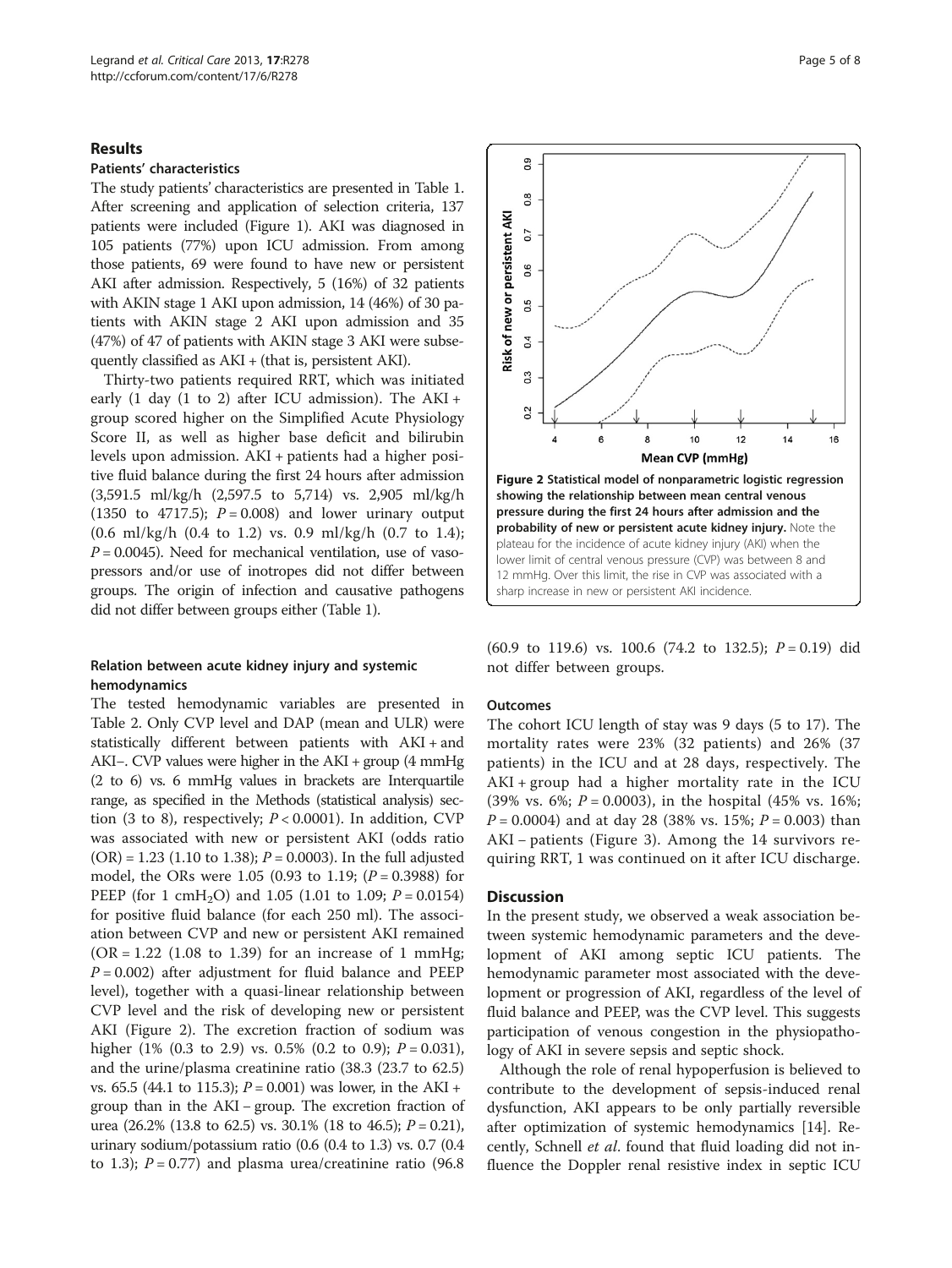## Results

### Patients' characteristics

The study patients' characteristics are presented in Table 1. After screening and application of selection criteria, 137 patients were included (Figure 1). AKI was diagnosed in 105 patients (77%) upon ICU admission. From among those patients, 69 were found to have new or persistent AKI after admission. Respectively, 5 (16%) of 32 patients with AKIN stage 1 AKI upon admission, 14 (46%) of 30 patients with AKIN stage 2 AKI upon admission and 35 (47%) of 47 of patients with AKIN stage 3 AKI were subsequently classified as AKI + (that is, persistent AKI).

Thirty-two patients required RRT, which was initiated early (1 day (1 to 2) after ICU admission). The AKI + group scored higher on the Simplified Acute Physiology Score II, as well as higher base deficit and bilirubin levels upon admission. AKI + patients had a higher positive fluid balance during the first 24 hours after admission (3,591.5 ml/kg/h (2,597.5 to 5,714) vs. 2,905 ml/kg/h (1350 to 4717.5); $P = 0.008$) and lower urinary output (0.6 ml/kg/h (0.4 to 1.2) vs. 0.9 ml/kg/h (0.7 to 1.4); $P = 0.0045$). Need for mechanical ventilation, use of vasopressors and/or use of inotropes did not differ between groups. The origin of infection and causative pathogens did not differ between groups either (Table 1).

### Relation between acute kidney injury and systemic hemodynamics

The tested hemodynamic variables are presented in Table 2. Only CVP level and DAP (mean and ULR) were statistically different between patients with AKI + and AKI–. CVP values were higher in the AKI + group (4 mmHg (2 to 6) vs. 6 mmHg values in brackets are Interquartile range, as specified in the Methods (statistical analysis) section (3 to 8), respectively; $P < 0.0001$). In addition, CVP was associated with new or persistent AKI (odds ratio (OR) = 1.23 (1.10 to 1.38); $P = 0.0003$). In the full adjusted model, the ORs were 1.05 (0.93 to 1.19; ($P = 0.3988$) for PEEP (for 1 $cmH_2O$) and 1.05 (1.01 to 1.09; $P = 0.0154$) for positive fluid balance (for each 250 ml). The association between CVP and new or persistent AKI remained (OR = 1.22 (1.08 to 1.39) for an increase of 1 mmHg; $P = 0.002$) after adjustment for fluid balance and PEEP level), together with a quasi-linear relationship between CVP level and the risk of developing new or persistent AKI (Figure 2). The excretion fraction of sodium was higher (1% (0.3 to 2.9) vs. 0.5% (0.2 to 0.9); $P = 0.031$), and the urine/plasma creatinine ratio (38.3 (23.7 to 62.5) vs. 65.5 (44.1 to 115.3); $P = 0.001$) was lower, in the AKI + group than in the AKI – group. The excretion fraction of urea (26.2% (13.8 to 62.5) vs. 30.1% (18 to 46.5); $P = 0.21$), urinary sodium/potassium ratio (0.6 (0.4 to 1.3) vs. 0.7 (0.4 to 1.3); $P = 0.77$) and plasma urea/creatinine ratio (96.8 (60.9 to 119.6) vs. 100.6 (74.2 to 132.5); $P = 0.19$) did not differ between groups.

**Figure 2 Statistical model of nonparametric logistic regression showing the relationship between mean central venous pressure during the first 24 hours after admission and the probability of new or persistent acute kidney injury.** Note the plateau for the incidence of acute kidney injury (AKI) when the lower limit of central venous pressure (CVP) was between 8 and 12 mmHg. Over this limit, the rise in CVP was associated with a sharp increase in new or persistent AKI incidence.

### Outcomes

The cohort ICU length of stay was 9 days (5 to 17). The mortality rates were 23% (32 patients) and 26% (37 patients) in the ICU and at 28 days, respectively. The AKI + group had a higher mortality rate in the ICU (39% vs. 6%; $P = 0.0003$), in the hospital (45% vs. 16%; $P = 0.0004$) and at day 28 (38% vs. 15%; $P = 0.003$) than AKI – patients (Figure 3). Among the 14 survivors requiring RRT, 1 was continued on it after ICU discharge.

## Discussion

In the present study, we observed a weak association between systemic hemodynamic parameters and the development of AKI among septic ICU patients. The hemodynamic parameter most associated with the development or progression of AKI, regardless of the level of fluid balance and PEEP, was the CVP level. This suggests participation of venous congestion in the physiopathology of AKI in severe sepsis and septic shock.

Although the role of renal hypoperfusion is believed to contribute to the development of sepsis-induced renal dysfunction, AKI appears to be only partially reversible after optimization of systemic hemodynamics [14]. Recently, Schnell *et al*. found that fluid loading did not influence the Doppler renal resistive index in septic ICU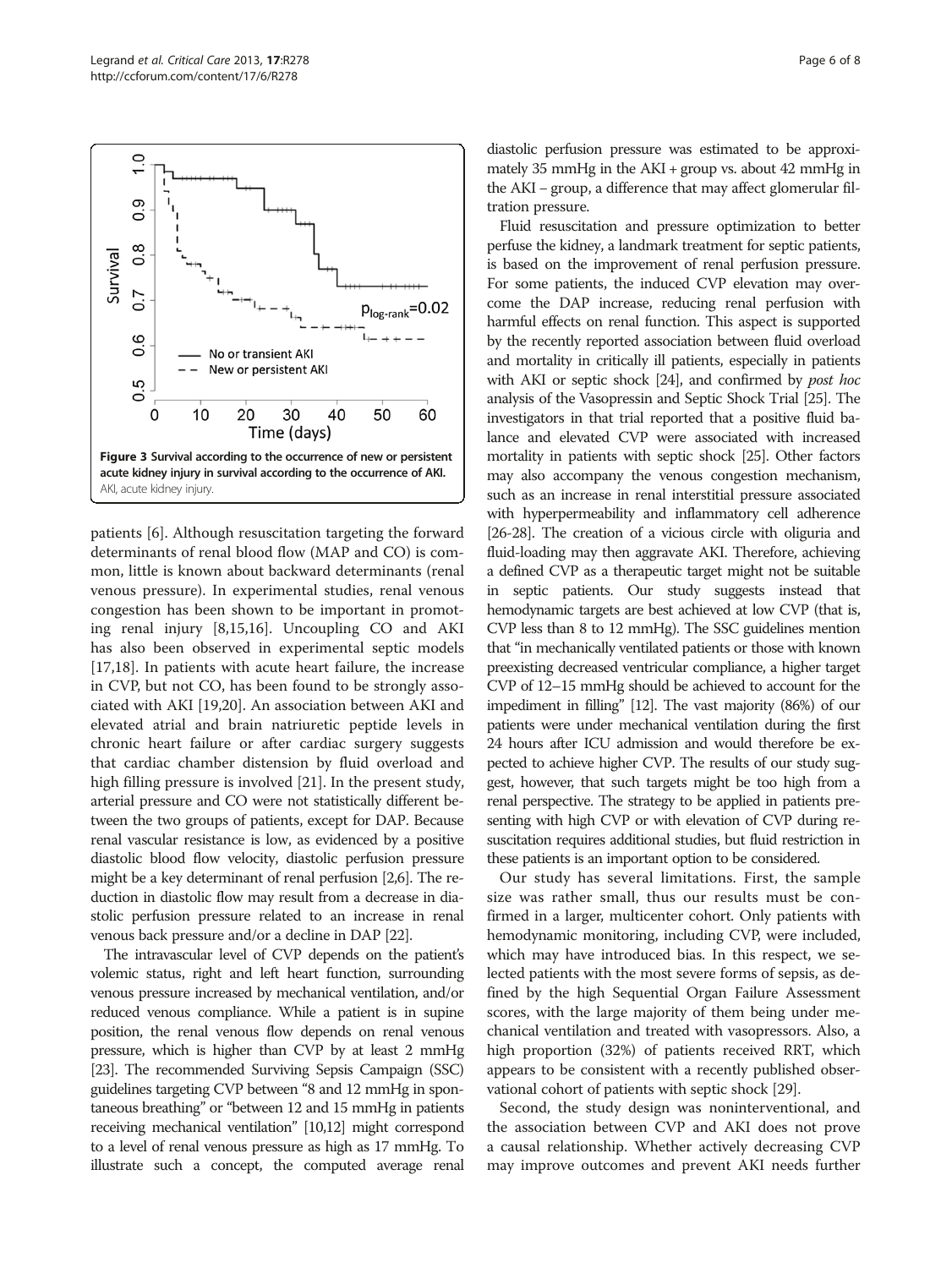Figure 3 Survival according to the occurrence of new or persistent acute kidney injury in survival according to the occurrence of AKI. AKI, acute kidney injury.

patients [6]. Although resuscitation targeting the forward determinants of renal blood flow (MAP and CO) is common, little is known about backward determinants (renal venous pressure). In experimental studies, renal venous congestion has been shown to be important in promoting renal injury [8,15,16]. Uncoupling CO and AKI has also been observed in experimental septic models [17,18]. In patients with acute heart failure, the increase in CVP, but not CO, has been found to be strongly associated with AKI [19,20]. An association between AKI and elevated atrial and brain natriuretic peptide levels in chronic heart failure or after cardiac surgery suggests that cardiac chamber distension by fluid overload and high filling pressure is involved [21]. In the present study, arterial pressure and CO were not statistically different between the two groups of patients, except for DAP. Because renal vascular resistance is low, as evidenced by a positive diastolic blood flow velocity, diastolic perfusion pressure might be a key determinant of renal perfusion [2,6]. The reduction in diastolic flow may result from a decrease in diastolic perfusion pressure related to an increase in renal venous back pressure and/or a decline in DAP [22].

The intravascular level of CVP depends on the patient's volemic status, right and left heart function, surrounding venous pressure increased by mechanical ventilation, and/or reduced venous compliance. While a patient is in supine position, the renal venous flow depends on renal venous pressure, which is higher than CVP by at least 2 mmHg [23]. The recommended Surviving Sepsis Campaign (SSC) guidelines targeting CVP between "8 and 12 mmHg in spontaneous breathing" or "between 12 and 15 mmHg in patients receiving mechanical ventilation" [10,12] might correspond to a level of renal venous pressure as high as 17 mmHg. To illustrate such a concept, the computed average renal diastolic perfusion pressure was estimated to be approximately 35 mmHg in the AKI + group vs. about 42 mmHg in the AKI – group, a difference that may affect glomerular filtration pressure.

Fluid resuscitation and pressure optimization to better perfuse the kidney, a landmark treatment for septic patients, is based on the improvement of renal perfusion pressure. For some patients, the induced CVP elevation may overcome the DAP increase, reducing renal perfusion with harmful effects on renal function. This aspect is supported by the recently reported association between fluid overload and mortality in critically ill patients, especially in patients with AKI or septic shock [24], and confirmed by *post hoc* analysis of the Vasopressin and Septic Shock Trial [25]. The investigators in that trial reported that a positive fluid balance and elevated CVP were associated with increased mortality in patients with septic shock [25]. Other factors may also accompany the venous congestion mechanism, such as an increase in renal interstitial pressure associated with hyperpermeability and inflammatory cell adherence [26-28]. The creation of a vicious circle with oliguria and fluid-loading may then aggravate AKI. Therefore, achieving a defined CVP as a therapeutic target might not be suitable in septic patients. Our study suggests instead that hemodynamic targets are best achieved at low CVP (that is, CVP less than 8 to 12 mmHg). The SSC guidelines mention that "in mechanically ventilated patients or those with known preexisting decreased ventricular compliance, a higher target CVP of 12–15 mmHg should be achieved to account for the impediment in filling" [12]. The vast majority (86%) of our patients were under mechanical ventilation during the first 24 hours after ICU admission and would therefore be expected to achieve higher CVP. The results of our study suggest, however, that such targets might be too high from a renal perspective. The strategy to be applied in patients presenting with high CVP or with elevation of CVP during resuscitation requires additional studies, but fluid restriction in these patients is an important option to be considered.

Our study has several limitations. First, the sample size was rather small, thus our results must be confirmed in a larger, multicenter cohort. Only patients with hemodynamic monitoring, including CVP, were included, which may have introduced bias. In this respect, we selected patients with the most severe forms of sepsis, as defined by the high Sequential Organ Failure Assessment scores, with the large majority of them being under mechanical ventilation and treated with vasopressors. Also, a high proportion (32%) of patients received RRT, which appears to be consistent with a recently published observational cohort of patients with septic shock [29].

Second, the study design was noninterventional, and the association between CVP and AKI does not prove a causal relationship. Whether actively decreasing CVP may improve outcomes and prevent AKI needs further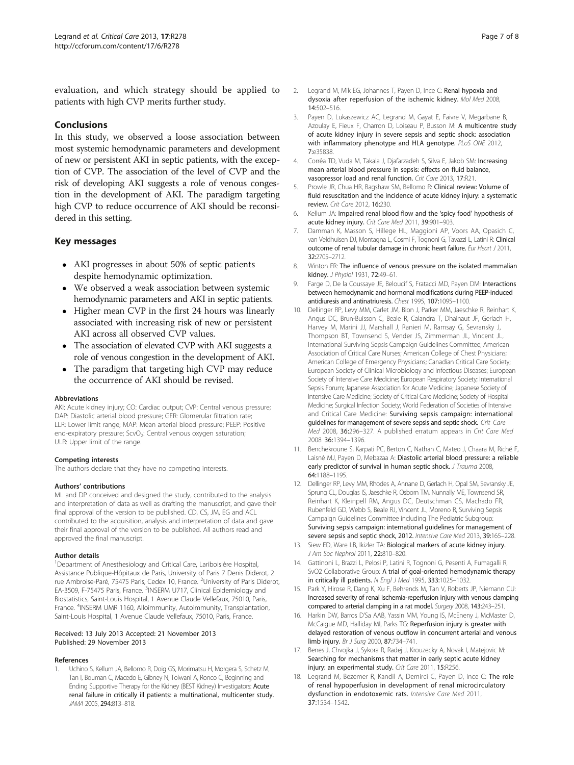evaluation, and which strategy should be applied to patients with high CVP merits further study.

## Conclusions

In this study, we observed a loose association between most systemic hemodynamic parameters and development of new or persistent AKI in septic patients, with the exception of CVP. The association of the level of CVP and the risk of developing AKI suggests a role of venous congestion in the development of AKI. The paradigm targeting high CVP to reduce occurrence of AKI should be reconsidered in this setting.

## Key messages

- AKI progresses in about 50% of septic patients despite hemodynamic optimization.
- We observed a weak association between systemic hemodynamic parameters and AKI in septic patients.
- Higher mean CVP in the first 24 hours was linearly associated with increasing risk of new or persistent AKI across all observed CVP values.
- The association of elevated CVP with AKI suggests a role of venous congestion in the development of AKI.
- The paradigm that targeting high CVP may reduce the occurrence of AKI should be revised.

#### Abbreviations

AKI: Acute kidney injury; CO: Cardiac output; CVP: Central venous pressure; DAP: Diastolic arterial blood pressure; GFR: Glomerular filtration rate; LLR: Lower limit range; MAP: Mean arterial blood pressure; PEEP: Positive end-expiratory pressure; $ScvO_2$: Central venous oxygen saturation; ULR: Upper limit of the range.

#### Competing interests

The authors declare that they have no competing interests.

#### Authors' contributions

ML and DP conceived and designed the study, contributed to the analysis and interpretation of data as well as drafting the manuscript, and gave their final approval of the version to be published. CD, CS, JM, EG and ACL contributed to the acquisition, analysis and interpretation of data and gave their final approval of the version to be published. All authors read and approved the final manuscript.

#### Author details

[1]Department of Anesthesiology and Critical Care, Lariboisière Hospital, Assistance Publique-Hôpitaux de Paris, University of Paris 7 Denis Diderot, 2 rue Ambroise-Paré, 75475 Paris, Cedex 10, France. [2]University of Paris Diderot, EA-3509, F-75475 Paris, France. [3]INSERM U717, Clinical Epidemiology and Biostatistics, Saint-Louis Hospital, 1 Avenue Claude Vellefaux, 75010, Paris, France. [4]INSERM UMR 1160, Alloimmunity, Autoimmunity, Transplantation, Saint-Louis Hospital, 1 Avenue Claude Vellefaux, 75010, Paris, France.

Received: 13 July 2013 Accepted: 21 November 2013
Published: 29 November 2013

#### References

1. Uchino S, Kellum JA, Bellomo R, Doig GS, Morimatsu H, Morgera S, Schetz M, Tan I, Bouman C, Macedo E, Gibney N, Tolwani A, Ronco C, Beginning and Ending Supportive Therapy for the Kidney (BEST Kidney) Investigators: **Acute renal failure in critically ill patients: a multinational, multicenter study.** *JAMA* 2005, **294:**813–818.
2. Legrand M, Mik EG, Johannes T, Payen D, Ince C: **Renal hypoxia and dysoxia after reperfusion of the ischemic kidney.** *Mol Med* 2008, **14:**502–516.
3. Payen D, Lukaszewicz AC, Legrand M, Gayat E, Faivre V, Megarbane B, Azoulay E, Fieux F, Charron D, Loiseau P, Busson M: **A multicentre study of acute kidney injury in severe sepsis and septic shock: association with inflammatory phenotype and HLA genotype.** *PLoS ONE* 2012, **7:**e35838.
4. Corrêa TD, Vuda M, Takala J, Djafarzadeh S, Silva E, Jakob SM: **Increasing mean arterial blood pressure in sepsis: effects on fluid balance, vasopressor load and renal function.** *Crit Care* 2013, **17:**R21.
5. Prowle JR, Chua HR, Bagshaw SM, Bellomo R: **Clinical review: Volume of fluid resuscitation and the incidence of acute kidney injury: a systematic review.** *Crit Care* 2012, **16:**230.
6. Kellum JA: **Impaired renal blood flow and the 'spicy food' hypothesis of acute kidney injury.** *Crit Care Med* 2011, **39:**901–903.
7. Damman K, Masson S, Hillege HL, Maggioni AP, Voors AA, Opasich C, van Veldhuisen DJ, Montagna L, Cosmi F, Tognoni G, Tavazzi L, Latini R: **Clinical outcome of renal tubular damage in chronic heart failure.** *Eur Heart J* 2011, **32:**2705–2712.
8. Winton FR: **The influence of venous pressure on the isolated mammalian kidney.** *J Physiol* 1931, **72:**49–61.
9. Farge D, De la Coussaye JE, Beloucif S, Fratacci MD, Payen DM: **Interactions between hemodynamic and hormonal modifications during PEEP-induced antidiuresis and antinatriuresis.** *Chest* 1995, **107:**1095–1100.
10. Dellinger RP, Levy MM, Carlet JM, Bion J, Parker MM, Jaeschke R, Reinhart K, Angus DC, Brun-Buisson C, Beale R, Calandra T, Dhainaut JF, Gerlach H, Harvey M, Marini JJ, Marshall J, Ranieri M, Ramsay G, Sevransky J, Thompson BT, Townsend S, Vender JS, Zimmerman JL, Vincent JL, International Surviving Sepsis Campaign Guidelines Committee; American Association of Critical Care Nurses; American College of Chest Physicians; American College of Emergency Physicians; Canadian Critical Care Society; European Society of Clinical Microbiology and Infectious Diseases; European Society of Intensive Care Medicine; European Respiratory Society; International Sepsis Forum; Japanese Association for Acute Medicine; Japanese Society of Intensive Care Medicine; Society of Critical Care Medicine; Society of Hospital Medicine; Surgical Infection Society; World Federation of Societies of Intensive and Critical Care Medicine: **Surviving sepsis campaign: international guidelines for management of severe sepsis and septic shock.** *Crit Care Med* 2008, **36:**296–327. A published erratum appears in *Crit Care Med* 2008 **36:**1394–1396.
11. Benchekroune S, Karpati PC, Berton C, Nathan C, Mateo J, Chaara M, Riché F, Laisné MJ, Payen D, Mebazaa A: **Diastolic arterial blood pressure: a reliable early predictor of survival in human septic shock.** *J Trauma* 2008, **64:**1188–1195.
12. Dellinger RP, Levy MM, Rhodes A, Annane D, Gerlach H, Opal SM, Sevransky JE, Sprung CL, Douglas IS, Jaeschke R, Osborn TM, Nunnally ME, Townsend SR, Reinhart K, Kleinpell RM, Angus DC, Deutschman CS, Machado FR, Rubenfeld GD, Webb S, Beale RJ, Vincent JL, Moreno R, Surviving Sepsis Campaign Guidelines Committee including The Pediatric Subgroup: **Surviving sepsis campaign: international guidelines for management of severe sepsis and septic shock, 2012.** *Intensive Care Med* 2013, **39:**165–228.
13. Siew ED, Ware LB, Ikizler TA: **Biological markers of acute kidney injury.** *J Am Soc Nephrol* 2011, **22:**810–820.
14. Gattinoni L, Brazzi L, Pelosi P, Latini R, Tognoni G, Pesenti A, Fumagalli R, SvO2 Collaborative Group: **A trial of goal-oriented hemodynamic therapy in critically ill patients.** *N Engl J Med* 1995, **333:**1025–1032.
15. Park Y, Hirose R, Dang K, Xu F, Behrends M, Tan V, Roberts JP, Niemann CU: **Increased severity of renal ischemia-reperfusion injury with venous clamping compared to arterial clamping in a rat model.** *Surgery* 2008, **143:**243–251.
16. Harkin DW, Barros D'Sa AAB, Yassin MM, Young IS, McEneny J, McMaster D, McCaigue MD, Halliday MI, Parks TG: **Reperfusion injury is greater with delayed restoration of venous outflow in concurrent arterial and venous limb injury.** *Br J Surg* 2000, **87:**734–741.
17. Benes J, Chvojka J, Sykora R, Radej J, Krouzecky A, Novak I, Matejovic M: **Searching for mechanisms that matter in early septic acute kidney injury: an experimental study.** *Crit Care* 2011, **15:**R256.
18. Legrand M, Bezemer R, Kandil A, Demirci C, Payen D, Ince C: **The role of renal hypoperfusion in development of renal microcirculatory dysfunction in endotoxemic rats.** *Intensive Care Med* 2011, **37:**1534–1542.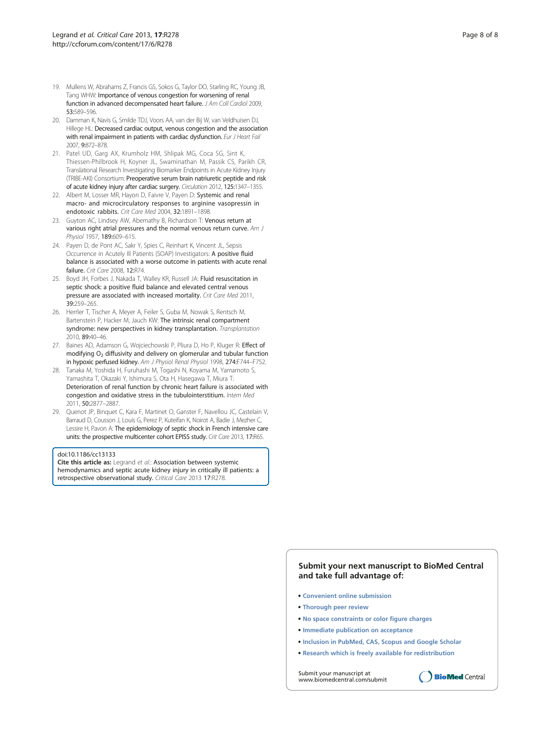19. Mullens W, Abrahams Z, Francis GS, Sokos G, Taylor DO, Starling RC, Young JB, Tang WHW: **Importance of venous congestion for worsening of renal function in advanced decompensated heart failure.** *J Am Coll Cardiol* 2009, **53:**589–596.
20. Damman K, Navis G, Smilde TDJ, Voors AA, van der Bij W, van Veldhuisen DJ, Hillege HL: **Decreased cardiac output, venous congestion and the association with renal impairment in patients with cardiac dysfunction.** *Eur J Heart Fail* 2007, **9:**872–878.
21. Patel UD, Garg AX, Krumholz HM, Shlipak MG, Coca SG, Sint K, Thiessen-Philbrook H, Koyner JL, Swaminathan M, Passik CS, Parikh CR, Translational Research Investigating Biomarker Endpoints in Acute Kidney Injury (TRIBE-AKI) Consortium: **Preoperative serum brain natriuretic peptide and risk of acute kidney injury after cardiac surgery.** *Circulation* 2012, **125:**1347–1355.
22. Albert M, Losser MR, Hayon D, Faivre V, Payen D: **Systemic and renal macro- and microcirculatory responses to arginine vasopressin in endotoxic rabbits.** *Crit Care Med* 2004, **32:**1891–1898.
23. Guyton AC, Lindsey AW, Abernathy B, Richardson T: **Venous return at various right atrial pressures and the normal venous return curve.** *Am J Physiol* 1957, **189:**609–615.
24. Payen D, de Pont AC, Sakr Y, Spies C, Reinhart K, Vincent JL, Sepsis Occurrence in Acutely Ill Patients (SOAP) Investigators: **A positive fluid balance is associated with a worse outcome in patients with acute renal failure.** *Crit Care* 2008, **12:**R74.
25. Boyd JH, Forbes J, Nakada T, Walley KR, Russell JA: **Fluid resuscitation in septic shock: a positive fluid balance and elevated central venous pressure are associated with increased mortality.** *Crit Care Med* 2011, **39:**259–265.
26. Herrler T, Tischer A, Meyer A, Feiler S, Guba M, Nowak S, Rentsch M, Bartenstein P, Hacker M, Jauch KW: **The intrinsic renal compartment syndrome: new perspectives in kidney transplantation.** *Transplantation* 2010, **89:**40–46.
27. Baines AD, Adamson G, Wojciechowski P, Pliura D, Ho P, Kluger R: **Effect of modifying $O_2$ diffusivity and delivery on glomerular and tubular function in hypoxic perfused kidney.** *Am J Physiol Renal Physiol* 1998, **274:**F744–F752.
28. Tanaka M, Yoshida H, Furuhashi M, Togashi N, Koyama M, Yamamoto S, Yamashita T, Okazaki Y, Ishimura S, Ota H, Hasegawa T, Miura T: **Deterioration of renal function by chronic heart failure is associated with congestion and oxidative stress in the tubulointerstitium.** *Intern Med* 2011, **50:**2877–2887.
29. Quenot JP, Binquet C, Kara F, Martinet O, Ganster F, Navellou JC, Castelain V, Barraud D, Cousson J, Louis G, Perez P, Kuteifan K, Noirot A, Badie J, Mezher C, Lessire H, Pavon A: **The epidemiology of septic shock in French intensive care units: the prospective multicenter cohort EPISS study.** *Crit Care* 2013, **17:**R65.

doi:10.1186/cc13133
**Cite this article as:** Legrand *et al.*: Association between systemic hemodynamics and septic acute kidney injury in critically ill patients: a retrospective observational study. *Critical Care* 2013 **17**:R278.

**Submit your next manuscript to BioMed Central and take full advantage of:**

- Convenient online submission
- Thorough peer review
- No space constraints or color figure charges
- Immediate publication on acceptance
- Inclusion in PubMed, CAS, Scopus and Google Scholar
- Research which is freely available for redistribution

Submit your manuscript at
www.biomedcentral.com/submit

BioMed Central